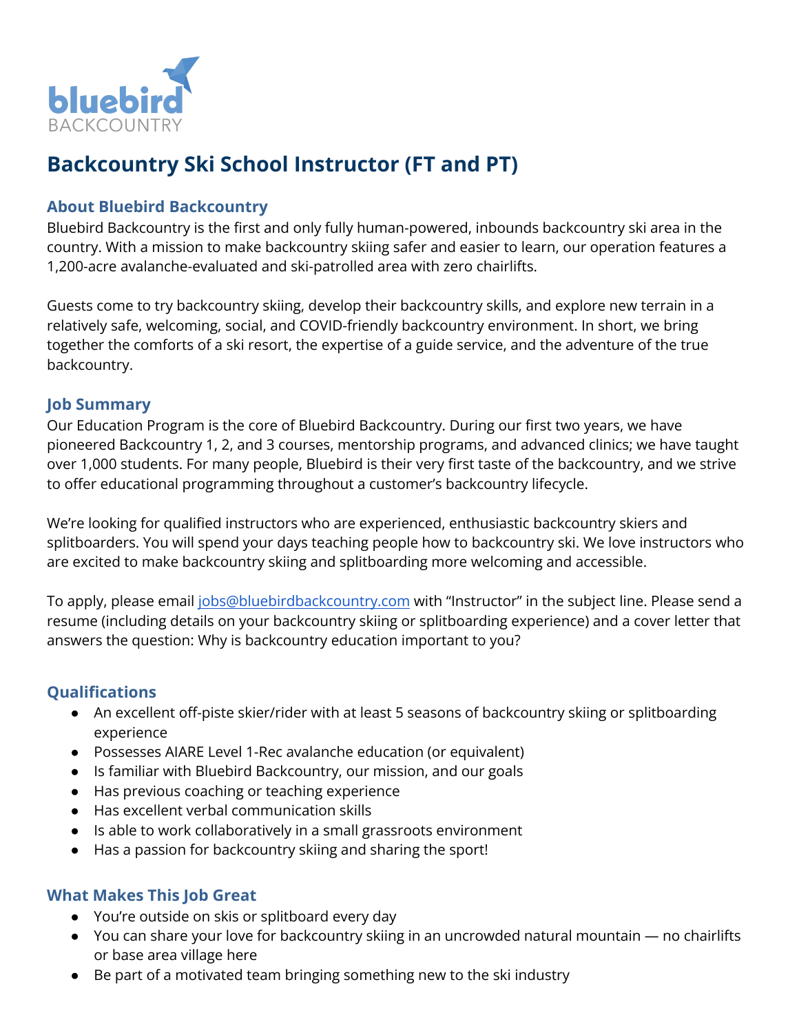# Backcountry Ski School Instructor (FT and PT)

## About Bluebird Backcountry

Bluebird Backcountry is the first and only fully human-powered, inbounds backcountry ski area in the country. With a mission to make backcountry skiing safer and easier to learn, our operation features a 1,200-acre avalanche-evaluated and ski-patrolled area with zero chairlifts.

Guests come to try backcountry skiing, develop their backcountry skills, and explore new terrain in a relatively safe, welcoming, social, and COVID-friendly backcountry environment. In short, we bring together the comforts of a ski resort, the expertise of a guide service, and the adventure of the true backcountry.

## Job Summary

Our Education Program is the core of Bluebird Backcountry. During our first two years, we have pioneered Backcountry 1, 2, and 3 courses, mentorship programs, and advanced clinics; we have taught over 1,000 students. For many people, Bluebird is their very first taste of the backcountry, and we strive to offer educational programming throughout a customer's backcountry lifecycle.

We're looking for qualified instructors who are experienced, enthusiastic backcountry skiers and splitboarders. You will spend your days teaching people how to backcountry ski. We love instructors who are excited to make backcountry skiing and splitboarding more welcoming and accessible.

To apply, please email jobs@bluebirdbackcountry.com with "Instructor" in the subject line. Please send a resume (including details on your backcountry skiing or splitboarding experience) and a cover letter that answers the question: Why is backcountry education important to you?

## Qualifications

- An excellent off-piste skier/rider with at least 5 seasons of backcountry skiing or splitboarding experience
- Possesses AIARE Level 1-Rec avalanche education (or equivalent)
- Is familiar with Bluebird Backcountry, our mission, and our goals
- Has previous coaching or teaching experience
- Has excellent verbal communication skills
- Is able to work collaboratively in a small grassroots environment
- Has a passion for backcountry skiing and sharing the sport!

## What Makes This Job Great

- You're outside on skis or splitboard every day
- You can share your love for backcountry skiing in an uncrowded natural mountain — no chairlifts or base area village here
- Be part of a motivated team bringing something new to the ski industry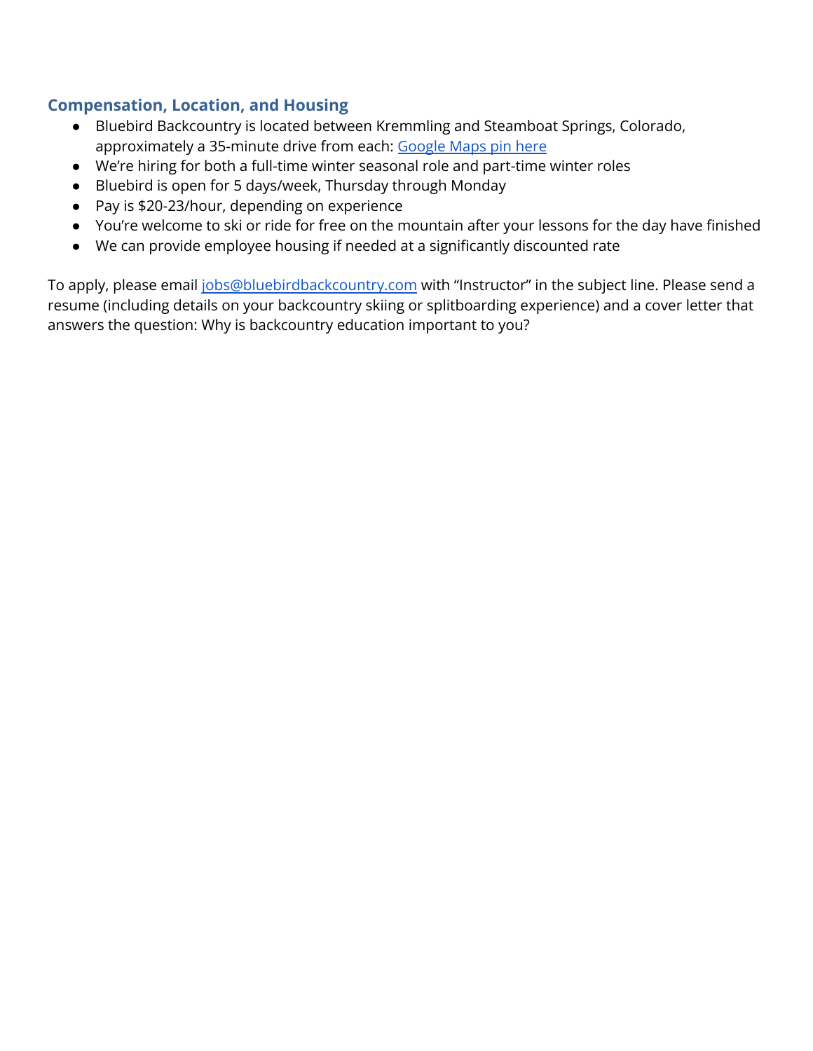### Compensation, Location, and Housing

- Bluebird Backcountry is located between Kremmling and Steamboat Springs, Colorado, approximately a 35-minute drive from each: [Google Maps pin here]
- We're hiring for both a full-time winter seasonal role and part-time winter roles
- Bluebird is open for 5 days/week, Thursday through Monday
- Pay is $20-23/hour, depending on experience
- You're welcome to ski or ride for free on the mountain after your lessons for the day have finished
- We can provide employee housing if needed at a significantly discounted rate

To apply, please email jobs@bluebirdbackcountry.com with "Instructor" in the subject line. Please send a resume (including details on your backcountry skiing or splitboarding experience) and a cover letter that answers the question: Why is backcountry education important to you?